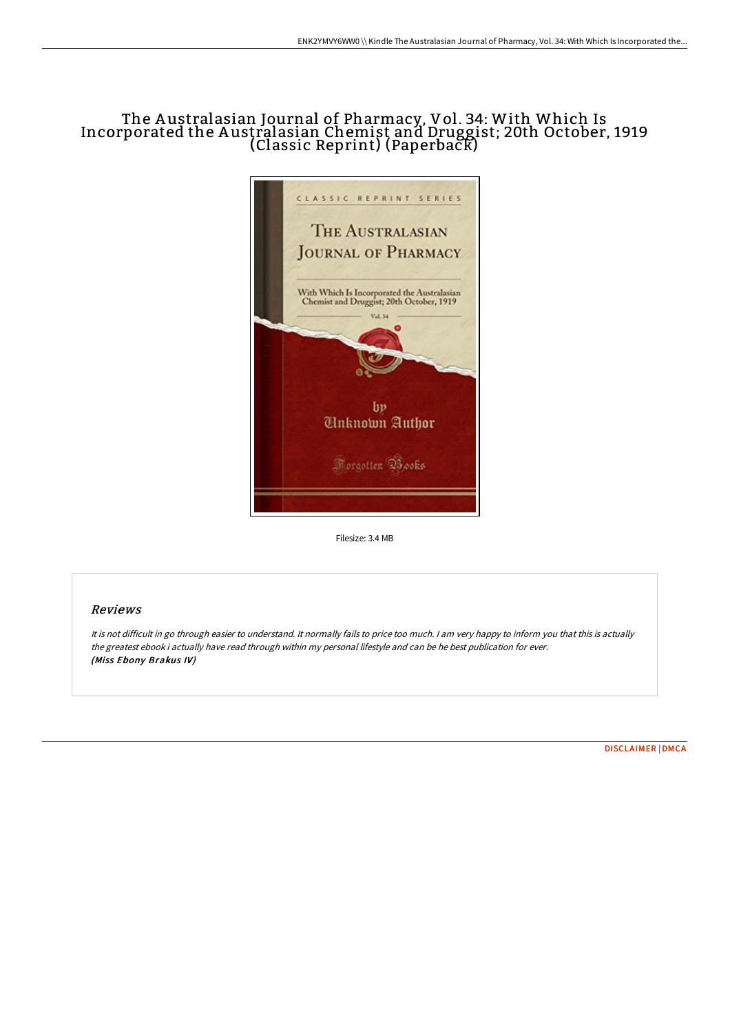# The Australasian Journal of Pharmacy, Vol. 34: With Which Is Incorporated the Australasian Chemist and Druggist; 20th October, 1919 (Classic Reprint) (Paperback)

Filesize: 3.4 MB

## Reviews

*It is not difficult in go through easier to understand. It normally fails to price too much. I am very happy to inform you that this is actually the greatest ebook i actually have read through within my personal lifestyle and can be he best publication for ever.*
***(Miss Ebony Brakus IV)***

DISCLAIMER | DMCA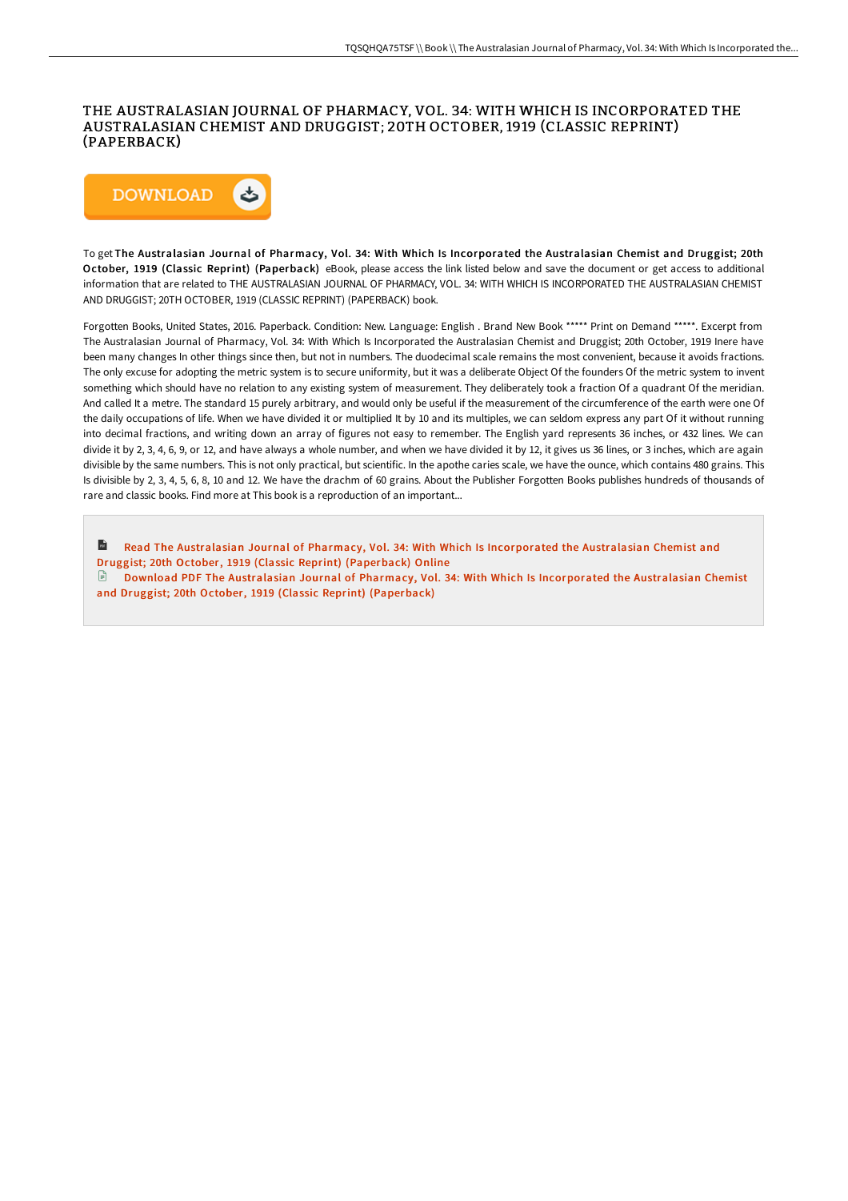# THE AUSTRALASIAN JOURNAL OF PHARMACY, VOL. 34: WITH WHICH IS INCORPORATED THE AUSTRALASIAN CHEMIST AND DRUGGIST; 20TH OCTOBER, 1919 (CLASSIC REPRINT) (PAPERBACK)

DOWNLOAD

To get **The Australasian Journal of Pharmacy, Vol. 34: With Which Is Incorporated the Australasian Chemist and Druggist; 20th October, 1919 (Classic Reprint) (Paperback)** eBook, please access the link listed below and save the document or get access to additional information that are related to THE AUSTRALASIAN JOURNAL OF PHARMACY, VOL. 34: WITH WHICH IS INCORPORATED THE AUSTRALASIAN CHEMIST AND DRUGGIST; 20TH OCTOBER, 1919 (CLASSIC REPRINT) (PAPERBACK) book.

Forgotten Books, United States, 2016. Paperback. Condition: New. Language: English . Brand New Book ***** Print on Demand *****. Excerpt from The Australasian Journal of Pharmacy, Vol. 34: With Which Is Incorporated the Australasian Chemist and Druggist; 20th October, 1919 Inere have been many changes In other things since then, but not in numbers. The duodecimal scale remains the most convenient, because it avoids fractions. The only excuse for adopting the metric system is to secure uniformity, but it was a deliberate Object Of the founders Of the metric system to invent something which should have no relation to any existing system of measurement. They deliberately took a fraction Of a quadrant Of the meridian. And called It a metre. The standard 15 purely arbitrary, and would only be useful if the measurement of the circumference of the earth were one Of the daily occupations of life. When we have divided it or multiplied It by 10 and its multiples, we can seldom express any part Of it without running into decimal fractions, and writing down an array of figures not easy to remember. The English yard represents 36 inches, or 432 lines. We can divide it by 2, 3, 4, 6, 9, or 12, and have always a whole number, and when we have divided it by 12, it gives us 36 lines, or 3 inches, which are again divisible by the same numbers. This is not only practical, but scientific. In the apothe caries scale, we have the ounce, which contains 480 grains. This Is divisible by 2, 3, 4, 5, 6, 8, 10 and 12. We have the drachm of 60 grains. About the Publisher Forgotten Books publishes hundreds of thousands of rare and classic books. Find more at This book is a reproduction of an important...

Read The Australasian Journal of Pharmacy, Vol. 34: With Which Is Incorporated the Australasian Chemist and Druggist; 20th October, 1919 (Classic Reprint) (Paperback) Online

Download PDF The Australasian Journal of Pharmacy, Vol. 34: With Which Is Incorporated the Australasian Chemist and Druggist; 20th October, 1919 (Classic Reprint) (Paperback)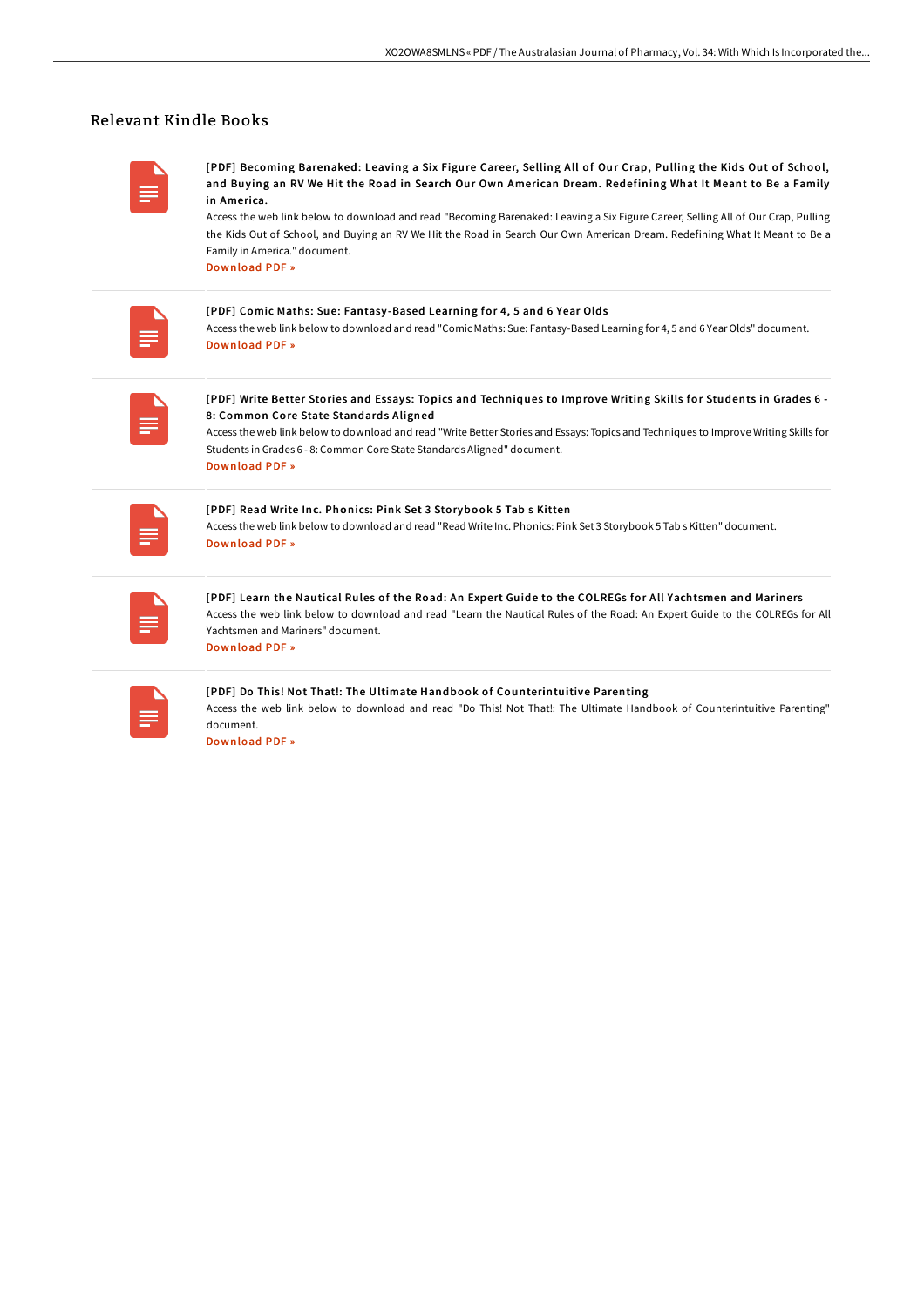## Relevant Kindle Books

[PDF] Becoming Barenaked: Leaving a Six Figure Career, Selling All of Our Crap, Pulling the Kids Out of School, and Buying an RV We Hit the Road in Search Our Own American Dream. Redefining What It Meant to Be a Family in America.

Access the web link below to download and read "Becoming Barenaked: Leaving a Six Figure Career, Selling All of Our Crap, Pulling the Kids Out of School, and Buying an RV We Hit the Road in Search Our Own American Dream. Redefining What It Meant to Be a Family in America." document.

Download PDF »

[PDF] Comic Maths: Sue: Fantasy-Based Learning for 4, 5 and 6 Year Olds

Access the web link below to download and read "Comic Maths: Sue: Fantasy-Based Learning for 4, 5 and 6 Year Olds" document.

Download PDF »

[PDF] Write Better Stories and Essays: Topics and Techniques to Improve Writing Skills for Students in Grades 6 - 8: Common Core State Standards Aligned

Access the web link below to download and read "Write Better Stories and Essays: Topics and Techniques to Improve Writing Skills for Students in Grades 6 - 8: Common Core State Standards Aligned" document.

Download PDF »

[PDF] Read Write Inc. Phonics: Pink Set 3 Storybook 5 Tab s Kitten

Access the web link below to download and read "Read Write Inc. Phonics: Pink Set 3 Storybook 5 Tab s Kitten" document.

Download PDF »

[PDF] Learn the Nautical Rules of the Road: An Expert Guide to the COLREGs for All Yachtsmen and Mariners

Access the web link below to download and read "Learn the Nautical Rules of the Road: An Expert Guide to the COLREGs for All Yachtsmen and Mariners" document.

Download PDF »

[PDF] Do This! Not That!: The Ultimate Handbook of Counterintuitive Parenting

Access the web link below to download and read "Do This! Not That!: The Ultimate Handbook of Counterintuitive Parenting" document.

Download PDF »